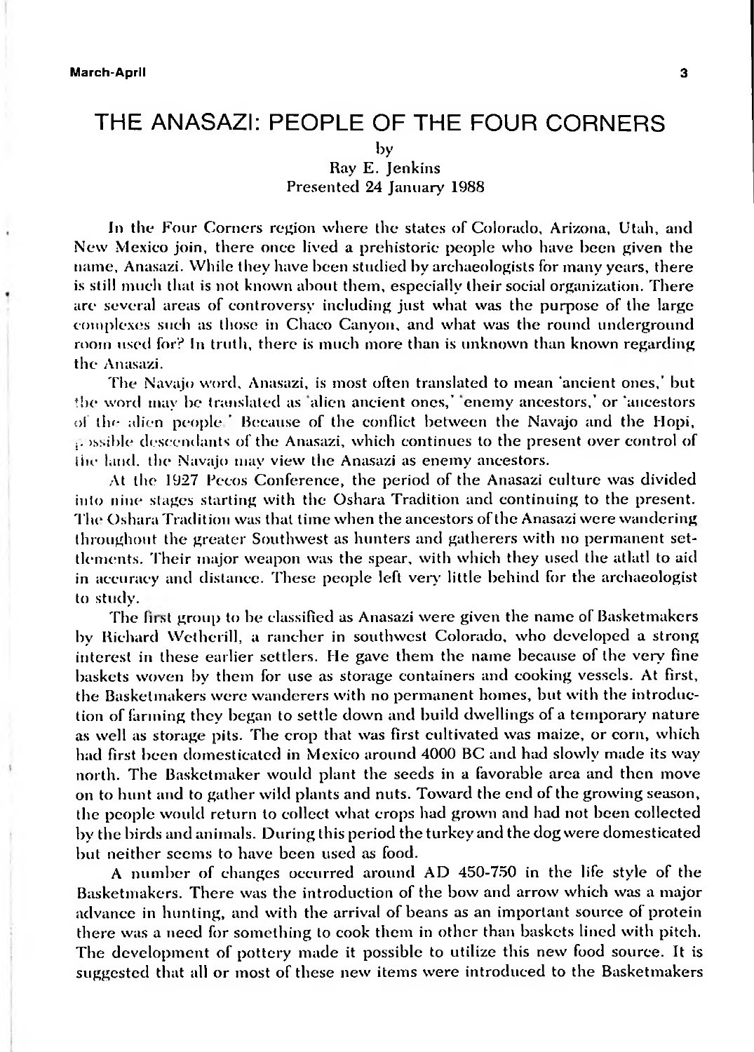# THE ANASAZI: PEOPLE OF THE FOUR CORNERS

by
Ray E. Jenkins
Presented 24 January 1988

In the Four Corners region where the states of Colorado, Arizona, Utah, and New Mexico join, there once lived a prehistoric people who have been given the name, Anasazi. While they have been studied by archaeologists for many years, there is still much that is not known about them, especially their social organization. There are several areas of controversy including just what was the purpose of the large complexes such as those in Chaco Canyon, and what was the round underground room used for? In truth, there is much more than is unknown than known regarding the Anasazi.

The Navajo word, Anasazi, is most often translated to mean 'ancient ones,' but the word may be translated as 'alien ancient ones,' 'enemy ancestors,' or 'ancestors of the alien people.' Because of the conflict between the Navajo and the Hopi, possible descendants of the Anasazi, which continues to the present over control of the land, the Navajo may view the Anasazi as enemy ancestors.

At the 1927 Pecos Conference, the period of the Anasazi culture was divided into nine stages starting with the Oshara Tradition and continuing to the present. The Oshara Tradition was that time when the ancestors of the Anasazi were wandering throughout the greater Southwest as hunters and gatherers with no permanent settlements. Their major weapon was the spear, with which they used the atlatl to aid in accuracy and distance. These people left very little behind for the archaeologist to study.

The first group to be classified as Anasazi were given the name of Basketmakers by Richard Wetherill, a rancher in southwest Colorado, who developed a strong interest in these earlier settlers. He gave them the name because of the very fine baskets woven by them for use as storage containers and cooking vessels. At first, the Basketmakers were wanderers with no permanent homes, but with the introduction of farming they began to settle down and build dwellings of a temporary nature as well as storage pits. The crop that was first cultivated was maize, or corn, which had first been domesticated in Mexico around 4000 BC and had slowly made its way north. The Basketmaker would plant the seeds in a favorable area and then move on to hunt and to gather wild plants and nuts. Toward the end of the growing season, the people would return to collect what crops had grown and had not been collected by the birds and animals. During this period the turkey and the dog were domesticated but neither seems to have been used as food.

A number of changes occurred around AD 450-750 in the life style of the Basketmakers. There was the introduction of the bow and arrow which was a major advance in hunting, and with the arrival of beans as an important source of protein there was a need for something to cook them in other than baskets lined with pitch. The development of pottery made it possible to utilize this new food source. It is suggested that all or most of these new items were introduced to the Basketmakers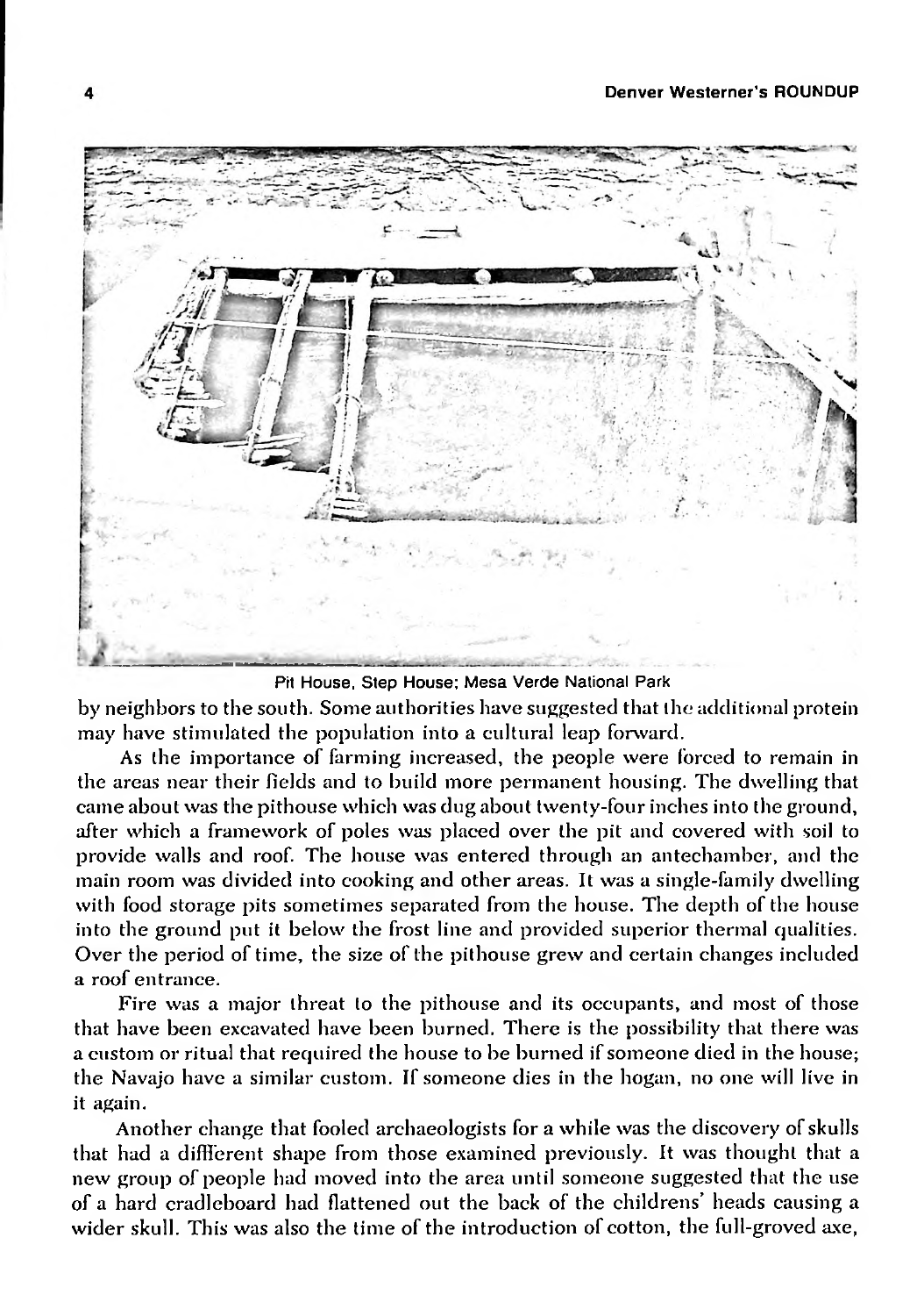Pit House, Step House; Mesa Verde National Park

by neighbors to the south. Some authorities have suggested that the additional protein may have stimulated the population into a cultural leap forward.

As the importance of farming increased, the people were forced to remain in the areas near their fields and to build more permanent housing. The dwelling that came about was the pithouse which was dug about twenty-four inches into the ground, after which a framework of poles was placed over the pit and covered with soil to provide walls and roof. The house was entered through an antechamber, and the main room was divided into cooking and other areas. It was a single-family dwelling with food storage pits sometimes separated from the house. The depth of the house into the ground put it below the frost line and provided superior thermal qualities. Over the period of time, the size of the pithouse grew and certain changes included a roof entrance.

Fire was a major threat to the pithouse and its occupants, and most of those that have been excavated have been burned. There is the possibility that there was a custom or ritual that required the house to be burned if someone died in the house; the Navajo have a similar custom. If someone dies in the hogan, no one will live in it again.

Another change that fooled archaeologists for a while was the discovery of skulls that had a diffferent shape from those examined previously. It was thought that a new group of people had moved into the area until someone suggested that the use of a hard cradleboard had flattened out the back of the childrens' heads causing a wider skull. This was also the time of the introduction of cotton, the full-groved axe,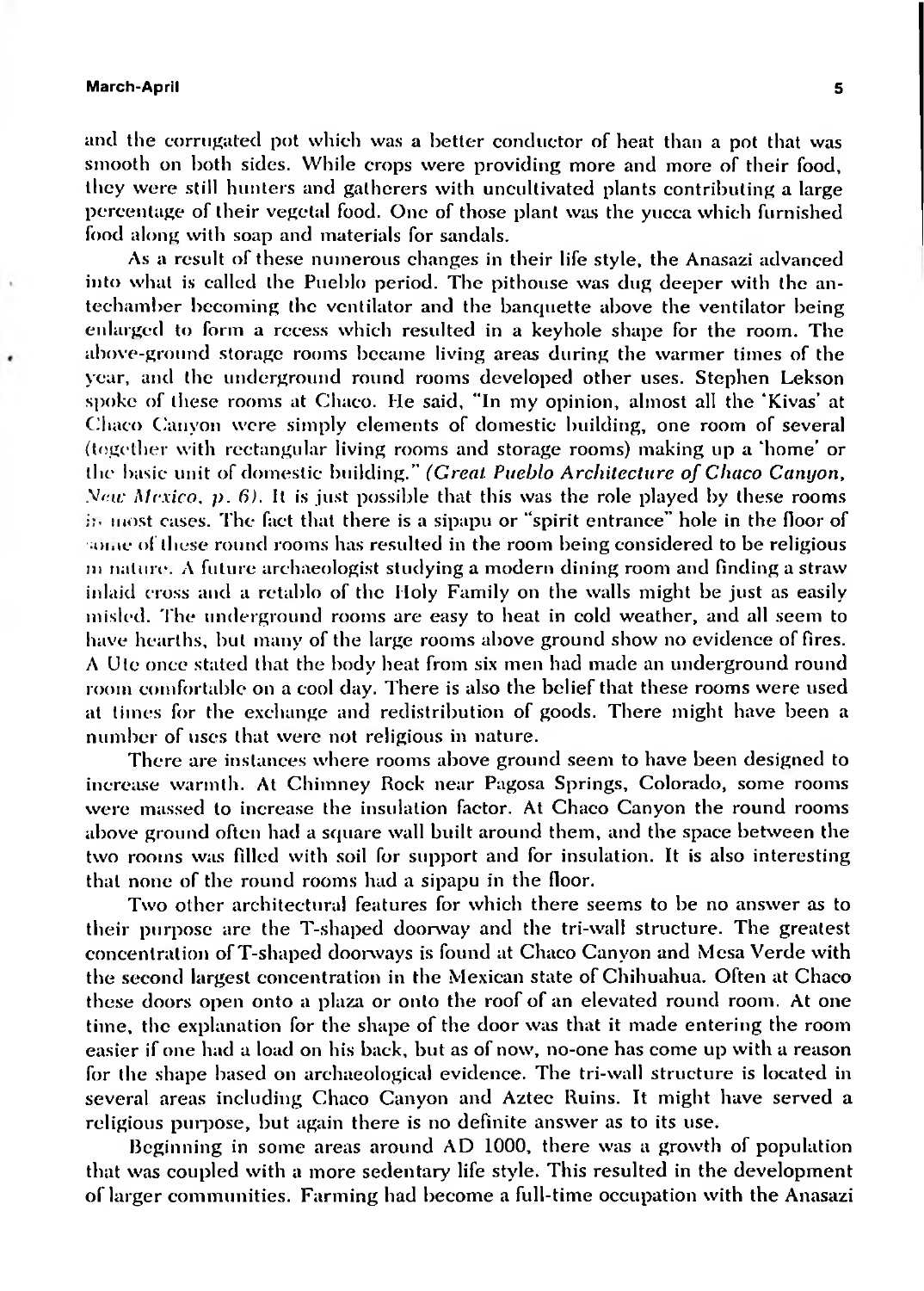and the corrugated pot which was a better conductor of heat than a pot that was smooth on both sides. While crops were providing more and more of their food, they were still hunters and gatherers with uncultivated plants contributing a large percentage of their vegetal food. One of those plant was the yucca which furnished food along with soap and materials for sandals.

As a result of these numerous changes in their life style, the Anasazi advanced into what is called the Pueblo period. The pithouse was dug deeper with the antechamber becoming the ventilator and the banquette above the ventilator being enlarged to form a recess which resulted in a keyhole shape for the room. The above-ground storage rooms became living areas during the warmer times of the year, and the underground round rooms developed other uses. Stephen Lekson spoke of these rooms at Chaco. He said, "In my opinion, almost all the 'Kivas' at Chaco Canyon were simply elements of domestic building, one room of several (together with rectangular living rooms and storage rooms) making up a 'home' or the basic unit of domestic building." *(Great Pueblo Architecture of Chaco Canyon, New Mexico, p. 6).* It is just possible that this was the role played by these rooms in most cases. The fact that there is a sipapu or "spirit entrance" hole in the floor of some of these round rooms has resulted in the room being considered to be religious in nature. A future archaeologist studying a modern dining room and finding a straw inlaid cross and a retablo of the Holy Family on the walls might be just as easily misled. The underground rooms are easy to heat in cold weather, and all seem to have hearths, but many of the large rooms above ground show no evidence of fires. A Ute once stated that the body heat from six men had made an underground round room comfortable on a cool day. There is also the belief that these rooms were used at times for the exchange and redistribution of goods. There might have been a number of uses that were not religious in nature.

There are instances where rooms above ground seem to have been designed to increase warmth. At Chimney Rock near Pagosa Springs, Colorado, some rooms were massed to increase the insulation factor. At Chaco Canyon the round rooms above ground often had a square wall built around them, and the space between the two rooms was filled with soil for support and for insulation. It is also interesting that none of the round rooms had a sipapu in the floor.

Two other architectural features for which there seems to be no answer as to their purpose are the T-shaped doorway and the tri-wall structure. The greatest concentration of T-shaped doorways is found at Chaco Canyon and Mesa Verde with the second largest concentration in the Mexican state of Chihuahua. Often at Chaco these doors open onto a plaza or onto the roof of an elevated round room. At one time, the explanation for the shape of the door was that it made entering the room easier if one had a load on his back, but as of now, no-one has come up with a reason for the shape based on archaeological evidence. The tri-wall structure is located in several areas including Chaco Canyon and Aztec Ruins. It might have served a religious purpose, but again there is no definite answer as to its use.

Beginning in some areas around AD 1000, there was a growth of population that was coupled with a more sedentary life style. This resulted in the development of larger communities. Farming had become a full-time occupation with the Anasazi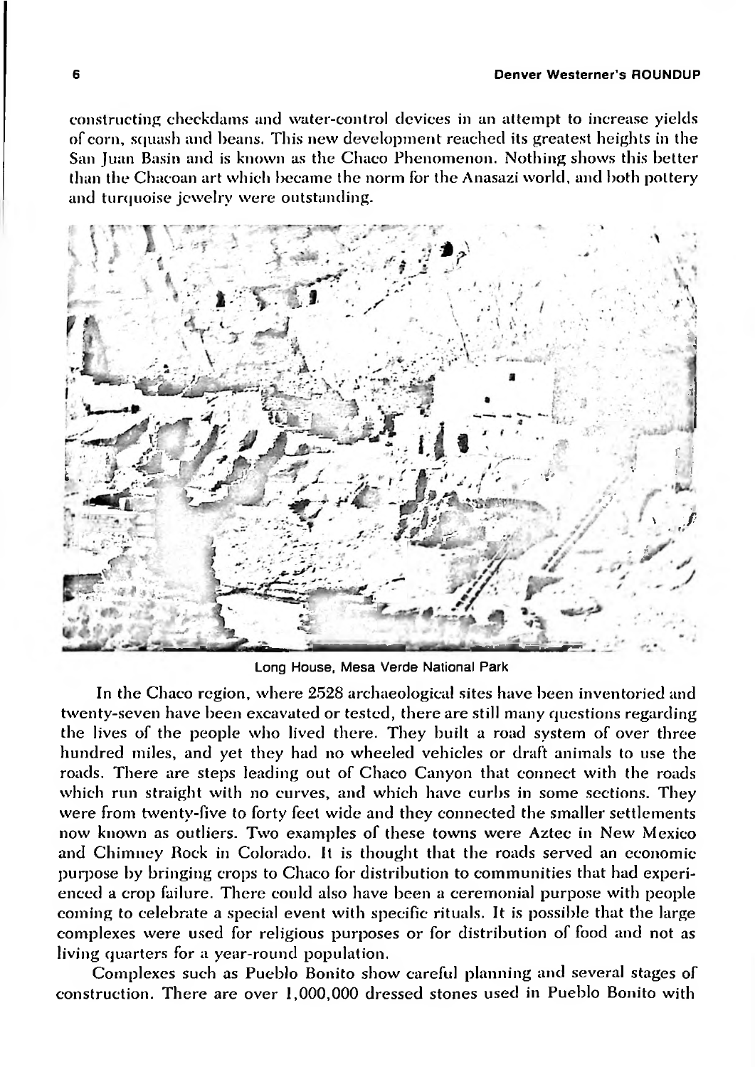constructing checkdams and water-control devices in an attempt to increase yields of corn, squash and beans. This new development reached its greatest heights in the San Juan Basin and is known as the Chaco Phenomenon. Nothing shows this better than the Chacoan art which became the norm for the Anasazi world, and both pottery and turquoise jewelry were outstanding.

Long House, Mesa Verde National Park

In the Chaco region, where 2528 archaeological sites have been inventoried and twenty-seven have been excavated or tested, there are still many questions regarding the lives of the people who lived there. They built a road system of over three hundred miles, and yet they had no wheeled vehicles or draft animals to use the roads. There are steps leading out of Chaco Canyon that connect with the roads which run straight with no curves, and which have curbs in some sections. They were from twenty-five to forty feet wide and they connected the smaller settlements now known as outliers. Two examples of these towns were Aztec in New Mexico and Chimney Rock in Colorado. It is thought that the roads served an economic purpose by bringing crops to Chaco for distribution to communities that had experienced a crop failure. There could also have been a ceremonial purpose with people coming to celebrate a special event with specific rituals. It is possible that the large complexes were used for religious purposes or for distribution of food and not as living quarters for a year-round population.

Complexes such as Pueblo Bonito show careful planning and several stages of construction. There are over 1,000,000 dressed stones used in Pueblo Bonito with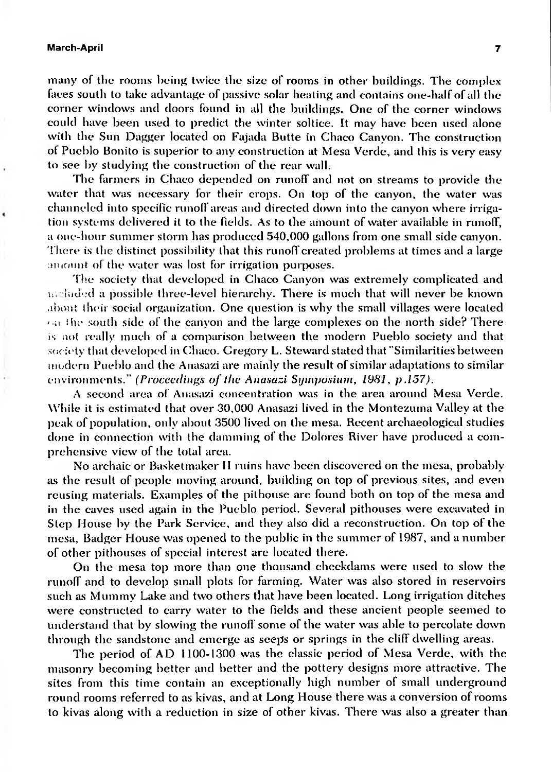many of the rooms being twice the size of rooms in other buildings. The complex faces south to take advantage of passive solar heating and contains one-half of all the corner windows and doors found in all the buildings. One of the corner windows could have been used to predict the winter soltice. It may have been used alone with the Sun Dagger located on Fajada Butte in Chaco Canyon. The construction of Pueblo Bonito is superior to any construction at Mesa Verde, and this is very easy to see by studying the construction of the rear wall.

The farmers in Chaco depended on runoff and not on streams to provide the water that was necessary for their crops. On top of the canyon, the water was channeled into specific runoff areas and directed down into the canyon where irrigation systems delivered it to the fields. As to the amount of water available in runoff, a one-hour summer storm has produced 540,000 gallons from one small side canyon. There is the distinct possibility that this runoff created problems at times and a large amount of the water was lost for irrigation purposes.

The society that developed in Chaco Canyon was extremely complicated and included a possible three-level hierarchy. There is much that will never be known about their social organization. One question is why the small villages were located on the south side of the canyon and the large complexes on the north side? There is not really much of a comparison between the modern Pueblo society and that society that developed in Chaco. Gregory L. Steward stated that "Similarities between modern Pueblo and the Anasazi are mainly the result of similar adaptations to similar environments." *(Proceedings of the Anasazi Symposium, 1981, p.157).*

A second area of Anasazi concentration was in the area around Mesa Verde. While it is estimated that over 30,000 Anasazi lived in the Montezuma Valley at the peak of population, only about 3500 lived on the mesa. Recent archaeological studies done in connection with the damming of the Dolores River have produced a comprehensive view of the total area.

No archaic or Basketmaker II ruins have been discovered on the mesa, probably as the result of people moving around, building on top of previous sites, and even reusing materials. Examples of the pithouse are found both on top of the mesa and in the caves used again in the Pueblo period. Several pithouses were excavated in Step House by the Park Service, and they also did a reconstruction. On top of the mesa, Badger House was opened to the public in the summer of 1987, and a number of other pithouses of special interest are located there.

On the mesa top more than one thousand checkdams were used to slow the runoff and to develop small plots for farming. Water was also stored in reservoirs such as Mummy Lake and two others that have been located. Long irrigation ditches were constructed to carry water to the fields and these ancient people seemed to understand that by slowing the runoff some of the water was able to percolate down through the sandstone and emerge as seeps or springs in the cliff dwelling areas.

The period of AD 1100-1300 was the classic period of Mesa Verde, with the masonry becoming better and better and the pottery designs more attractive. The sites from this time contain an exceptionally high number of small underground round rooms referred to as kivas, and at Long House there was a conversion of rooms to kivas along with a reduction in size of other kivas. There was also a greater than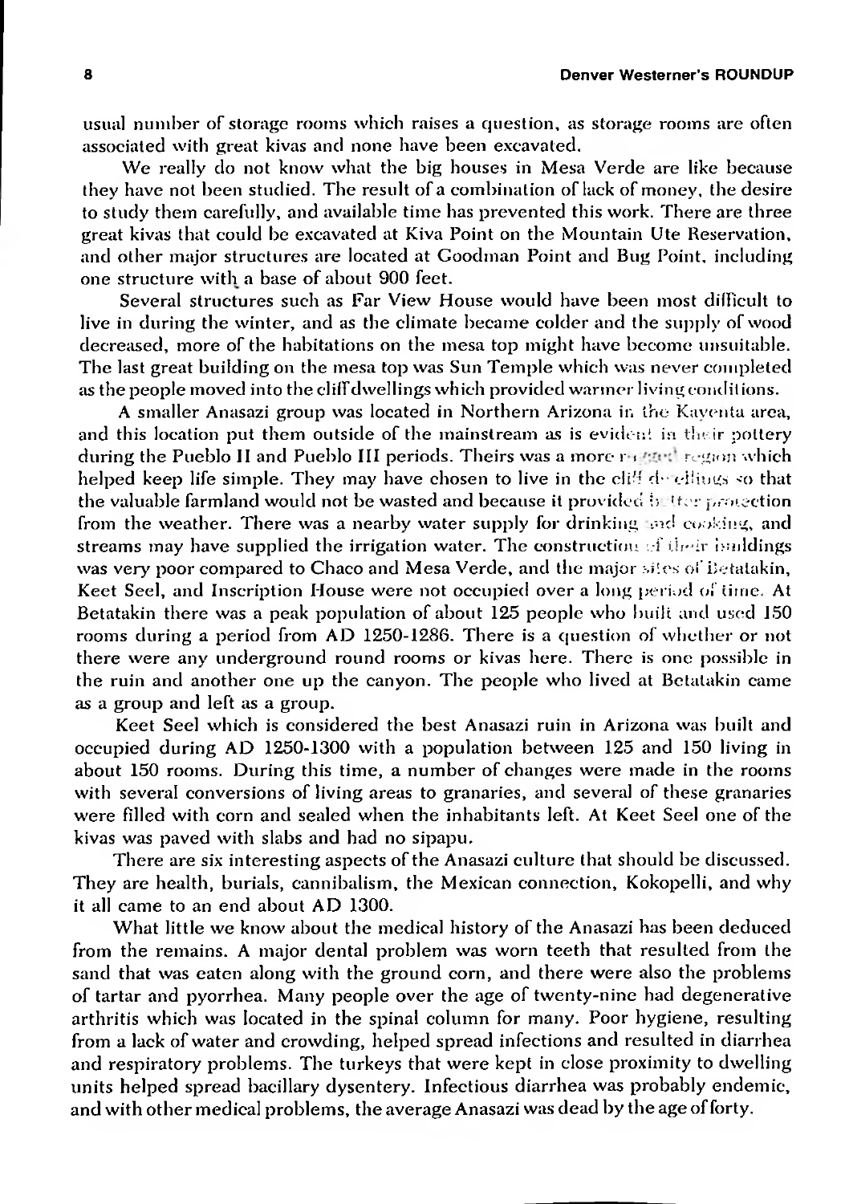usual number of storage rooms which raises a question, as storage rooms are often associated with great kivas and none have been excavated.

We really do not know what the big houses in Mesa Verde are like because they have not been studied. The result of a combination of lack of money, the desire to study them carefully, and available time has prevented this work. There are three great kivas that could be excavated at Kiva Point on the Mountain Ute Reservation, and other major structures are located at Goodman Point and Bug Point, including one structure with a base of about 900 feet.

Several structures such as Far View House would have been most difficult to live in during the winter, and as the climate became colder and the supply of wood decreased, more of the habitations on the mesa top might have become unsuitable. The last great building on the mesa top was Sun Temple which was never completed as the people moved into the cliff dwellings which provided warmer living conditions.

A smaller Anasazi group was located in Northern Arizona in the Kayenta area, and this location put them outside of the mainstream as is evident in their pottery during the Pueblo II and Pueblo III periods. Theirs was a more rugged region which helped keep life simple. They may have chosen to live in the cliff dwellings so that the valuable farmland would not be wasted and because it provided better protection from the weather. There was a nearby water supply for drinking and cooking, and streams may have supplied the irrigation water. The construction of their buildings was very poor compared to Chaco and Mesa Verde, and the major sites of Betatakin, Keet Seel, and Inscription House were not occupied over a long period of time. At Betatakin there was a peak population of about 125 people who built and used 150 rooms during a period from AD 1250-1286. There is a question of whether or not there were any underground round rooms or kivas here. There is one possible in the ruin and another one up the canyon. The people who lived at Betatakin came as a group and left as a group.

Keet Seel which is considered the best Anasazi ruin in Arizona was built and occupied during AD 1250-1300 with a population between 125 and 150 living in about 150 rooms. During this time, a number of changes were made in the rooms with several conversions of living areas to granaries, and several of these granaries were filled with corn and sealed when the inhabitants left. At Keet Seel one of the kivas was paved with slabs and had no sipapu.

There are six interesting aspects of the Anasazi culture that should be discussed. They are health, burials, cannibalism, the Mexican connection, Kokopelli, and why it all came to an end about AD 1300.

What little we know about the medical history of the Anasazi has been deduced from the remains. A major dental problem was worn teeth that resulted from the sand that was eaten along with the ground corn, and there were also the problems of tartar and pyorrhea. Many people over the age of twenty-nine had degenerative arthritis which was located in the spinal column for many. Poor hygiene, resulting from a lack of water and crowding, helped spread infections and resulted in diarrhea and respiratory problems. The turkeys that were kept in close proximity to dwelling units helped spread bacillary dysentery. Infectious diarrhea was probably endemic, and with other medical problems, the average Anasazi was dead by the age of forty.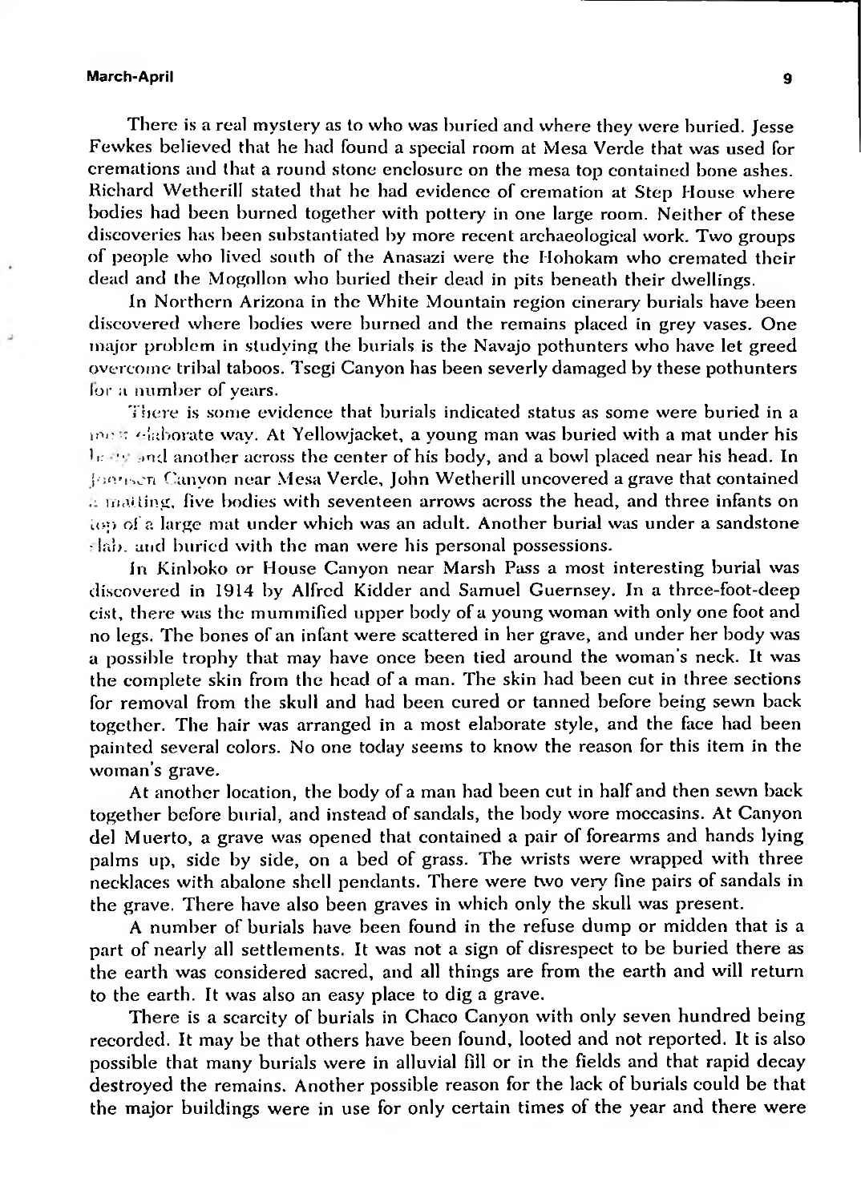There is a real mystery as to who was buried and where they were buried. Jesse Fewkes believed that he had found a special room at Mesa Verde that was used for cremations and that a round stone enclosure on the mesa top contained bone ashes. Richard Wetherill stated that he had evidence of cremation at Step House where bodies had been burned together with pottery in one large room. Neither of these discoveries has been substantiated by more recent archaeological work. Two groups of people who lived south of the Anasazi were the Hohokam who cremated their dead and the Mogollon who buried their dead in pits beneath their dwellings.

In Northern Arizona in the White Mountain region cinerary burials have been discovered where bodies were burned and the remains placed in grey vases. One major problem in studying the burials is the Navajo pothunters who have let greed overcome tribal taboos. Tsegi Canyon has been severly damaged by these pothunters for a number of years.

There is some evidence that burials indicated status as some were buried in a more elaborate way. At Yellowjacket, a young man was buried with a mat under his body and another across the center of his body, and a bowl placed near his head. In Johnson Canyon near Mesa Verde, John Wetherill uncovered a grave that contained a matting, five bodies with seventeen arrows across the head, and three infants on top of a large mat under which was an adult. Another burial was under a sandstone slab, and buried with the man were his personal possessions.

In Kinboko or House Canyon near Marsh Pass a most interesting burial was discovered in 1914 by Alfred Kidder and Samuel Guernsey. In a three-foot-deep cist, there was the mummified upper body of a young woman with only one foot and no legs. The bones of an infant were scattered in her grave, and under her body was a possible trophy that may have once been tied around the woman's neck. It was the complete skin from the head of a man. The skin had been cut in three sections for removal from the skull and had been cured or tanned before being sewn back together. The hair was arranged in a most elaborate style, and the face had been painted several colors. No one today seems to know the reason for this item in the woman's grave.

At another location, the body of a man had been cut in half and then sewn back together before burial, and instead of sandals, the body wore moccasins. At Canyon del Muerto, a grave was opened that contained a pair of forearms and hands lying palms up, side by side, on a bed of grass. The wrists were wrapped with three necklaces with abalone shell pendants. There were two very fine pairs of sandals in the grave. There have also been graves in which only the skull was present.

A number of burials have been found in the refuse dump or midden that is a part of nearly all settlements. It was not a sign of disrespect to be buried there as the earth was considered sacred, and all things are from the earth and will return to the earth. It was also an easy place to dig a grave.

There is a scarcity of burials in Chaco Canyon with only seven hundred being recorded. It may be that others have been found, looted and not reported. It is also possible that many burials were in alluvial fill or in the fields and that rapid decay destroyed the remains. Another possible reason for the lack of burials could be that the major buildings were in use for only certain times of the year and there were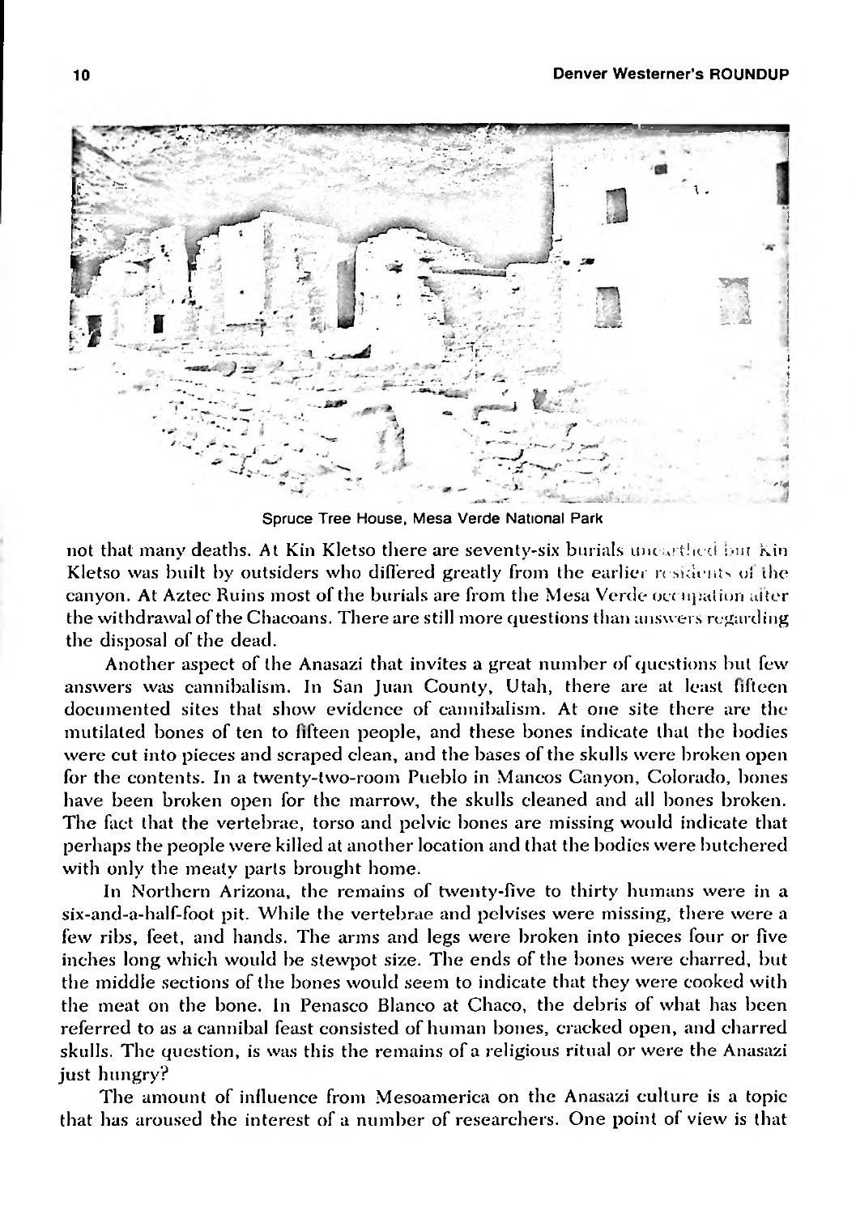Spruce Tree House, Mesa Verde National Park

not that many deaths. At Kin Kletso there are seventy-six burials unearthed but Kin Kletso was built by outsiders who differed greatly from the earlier residents of the canyon. At Aztec Ruins most of the burials are from the Mesa Verde occupation after the withdrawal of the Chacoans. There are still more questions than answers regarding the disposal of the dead.

Another aspect of the Anasazi that invites a great number of questions but few answers was cannibalism. In San Juan County, Utah, there are at least fifteen documented sites that show evidence of cannibalism. At one site there are the mutilated bones of ten to fifteen people, and these bones indicate that the bodies were cut into pieces and scraped clean, and the bases of the skulls were broken open for the contents. In a twenty-two-room Pueblo in Mancos Canyon, Colorado, bones have been broken open for the marrow, the skulls cleaned and all bones broken. The fact that the vertebrae, torso and pelvic bones are missing would indicate that perhaps the people were killed at another location and that the bodies were butchered with only the meaty parts brought home.

In Northern Arizona, the remains of twenty-five to thirty humans were in a six-and-a-half-foot pit. While the vertebrae and pelvises were missing, there were a few ribs, feet, and hands. The arms and legs were broken into pieces four or five inches long which would be stewpot size. The ends of the bones were charred, but the middle sections of the bones would seem to indicate that they were cooked with the meat on the bone. In Penasco Blanco at Chaco, the debris of what has been referred to as a cannibal feast consisted of human bones, cracked open, and charred skulls. The question, is was this the remains of a religious ritual or were the Anasazi just hungry?

The amount of influence from Mesoamerica on the Anasazi culture is a topic that has aroused the interest of a number of researchers. One point of view is that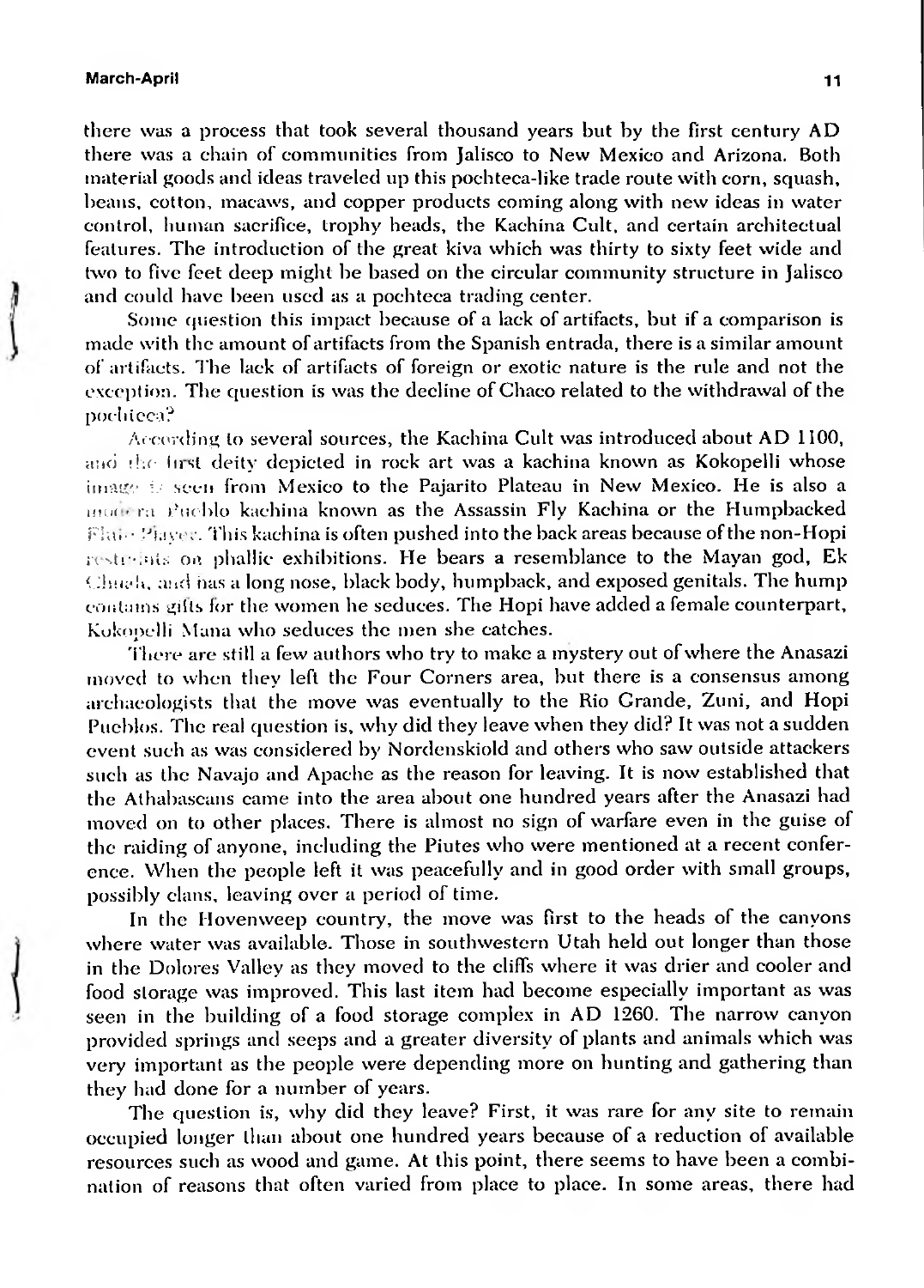there was a process that took several thousand years but by the first century AD there was a chain of communities from Jalisco to New Mexico and Arizona. Both material goods and ideas traveled up this pochteca-like trade route with corn, squash, beans, cotton, macaws, and copper products coming along with new ideas in water control, human sacrifice, trophy heads, the Kachina Cult, and certain architectual features. The introduction of the great kiva which was thirty to sixty feet wide and two to five feet deep might be based on the circular community structure in Jalisco and could have been used as a pochteca trading center.

Some question this impact because of a lack of artifacts, but if a comparison is made with the amount of artifacts from the Spanish entrada, there is a similar amount of artifacts. The lack of artifacts of foreign or exotic nature is the rule and not the exception. The question is was the decline of Chaco related to the withdrawal of the pochteca?

According to several sources, the Kachina Cult was introduced about AD 1100, and the first deity depicted in rock art was a kachina known as Kokopelli whose image is seen from Mexico to the Pajarito Plateau in New Mexico. He is also a modern Pueblo kachina known as the Assassin Fly Kachina or the Humpbacked Flute Player. This kachina is often pushed into the back areas because of the non-Hopi restraints on phallic exhibitions. He bears a resemblance to the Mayan god, Ek Chuah, and has a long nose, black body, humpback, and exposed genitals. The hump contains gifts for the women he seduces. The Hopi have added a female counterpart, Kokopelli Mana who seduces the men she catches.

There are still a few authors who try to make a mystery out of where the Anasazi moved to when they left the Four Corners area, but there is a consensus among archaeologists that the move was eventually to the Rio Grande, Zuni, and Hopi Pueblos. The real question is, why did they leave when they did? It was not a sudden event such as was considered by Nordenskiold and others who saw outside attackers such as the Navajo and Apache as the reason for leaving. It is now established that the Athabascans came into the area about one hundred years after the Anasazi had moved on to other places. There is almost no sign of warfare even in the guise of the raiding of anyone, including the Piutes who were mentioned at a recent conference. When the people left it was peacefully and in good order with small groups, possibly clans, leaving over a period of time.

In the Hovenweep country, the move was first to the heads of the canyons where water was available. Those in southwestern Utah held out longer than those in the Dolores Valley as they moved to the cliffs where it was drier and cooler and food storage was improved. This last item had become especially important as was seen in the building of a food storage complex in AD 1260. The narrow canyon provided springs and seeps and a greater diversity of plants and animals which was very important as the people were depending more on hunting and gathering than they had done for a number of years.

The question is, why did they leave? First, it was rare for any site to remain occupied longer than about one hundred years because of a reduction of available resources such as wood and game. At this point, there seems to have been a combination of reasons that often varied from place to place. In some areas, there had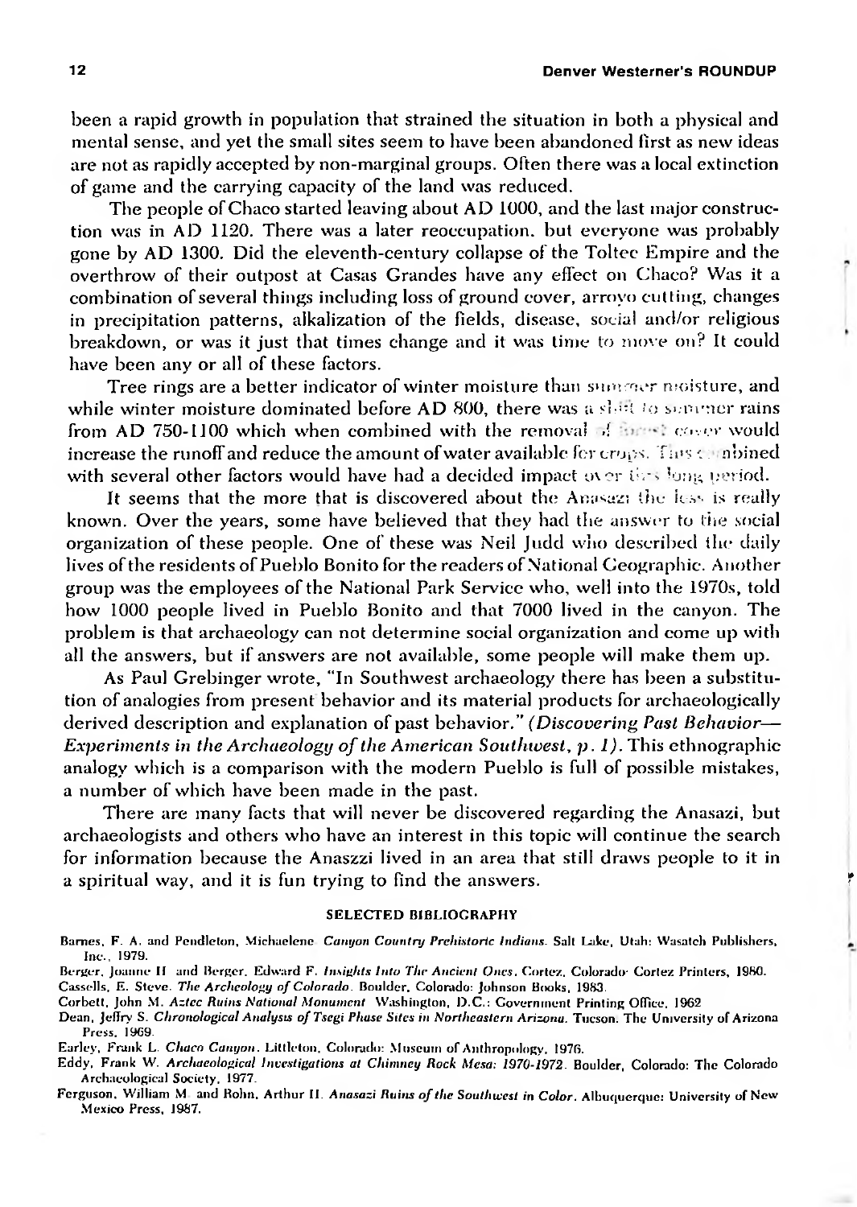been a rapid growth in population that strained the situation in both a physical and mental sense, and yet the small sites seem to have been abandoned first as new ideas are not as rapidly accepted by non-marginal groups. Often there was a local extinction of game and the carrying capacity of the land was reduced.

The people of Chaco started leaving about AD 1000, and the last major construction was in AD 1120. There was a later reoccupation, but everyone was probably gone by AD 1300. Did the eleventh-century collapse of the Toltec Empire and the overthrow of their outpost at Casas Grandes have any effect on Chaco? Was it a combination of several things including loss of ground cover, arroyo cutting, changes in precipitation patterns, alkalization of the fields, disease, social and/or religious breakdown, or was it just that times change and it was time to move on? It could have been any or all of these factors.

Tree rings are a better indicator of winter moisture than summer moisture, and while winter moisture dominated before AD 800, there was a shift to summer rains from AD 750-1100 which when combined with the removal of forest cover would increase the runoff and reduce the amount of water available for crops. This combined with several other factors would have had a decided impact over this long period.

It seems that the more that is discovered about the Anasazi the less is really known. Over the years, some have believed that they had the answer to the social organization of these people. One of these was Neil Judd who described the daily lives of the residents of Pueblo Bonito for the readers of National Geographic. Another group was the employees of the National Park Service who, well into the 1970s, told how 1000 people lived in Pueblo Bonito and that 7000 lived in the canyon. The problem is that archaeology can not determine social organization and come up with all the answers, but if answers are not available, some people will make them up.

As Paul Grebinger wrote, "In Southwest archaeology there has been a substitution of analogies from present behavior and its material products for archaeologically derived description and explanation of past behavior." *(Discovering Past Behavior—Experiments in the Archaeology of the American Southwest, p. 1)*. This ethnographic analogy which is a comparison with the modern Pueblo is full of possible mistakes, a number of which have been made in the past.

There are many facts that will never be discovered regarding the Anasazi, but archaeologists and others who have an interest in this topic will continue the search for information because the Anaszzi lived in an area that still draws people to it in a spiritual way, and it is fun trying to find the answers.

## SELECTED BIBLIOGRAPHY

Barnes, F. A. and Pendleton, Michaelene. *Canyon Country Prehistoric Indians*. Salt Lake, Utah: Wasatch Publishers, Inc., 1979.

Berger, Joanne H. and Berger, Edward F. *Insights Into The Ancient Ones*. Cortez, Colorado: Cortez Printers, 1980.

Cassells, E. Steve. *The Archeology of Colorado*. Boulder, Colorado: Johnson Books, 1983.

Corbett, John M. *Aztec Ruins National Monument*. Washington, D.C.: Government Printing Office, 1962.

Dean, Jeffry S. *Chronological Analysis of Tsegi Phase Sites in Northeastern Arizona*. Tucson: The University of Arizona Press, 1969.

Earley, Frank L. *Chaco Canyon*. Littleton, Colorado: Museum of Anthropology, 1976.

Eddy, Frank W. *Archaeological Investigations at Chimney Rock Mesa: 1970-1972*. Boulder, Colorado: The Colorado Archaeological Society, 1977.

Ferguson, William M. and Rohn, Arthur H. *Anasazi Ruins of the Southwest in Color*. Albuquerque: University of New Mexico Press, 1987.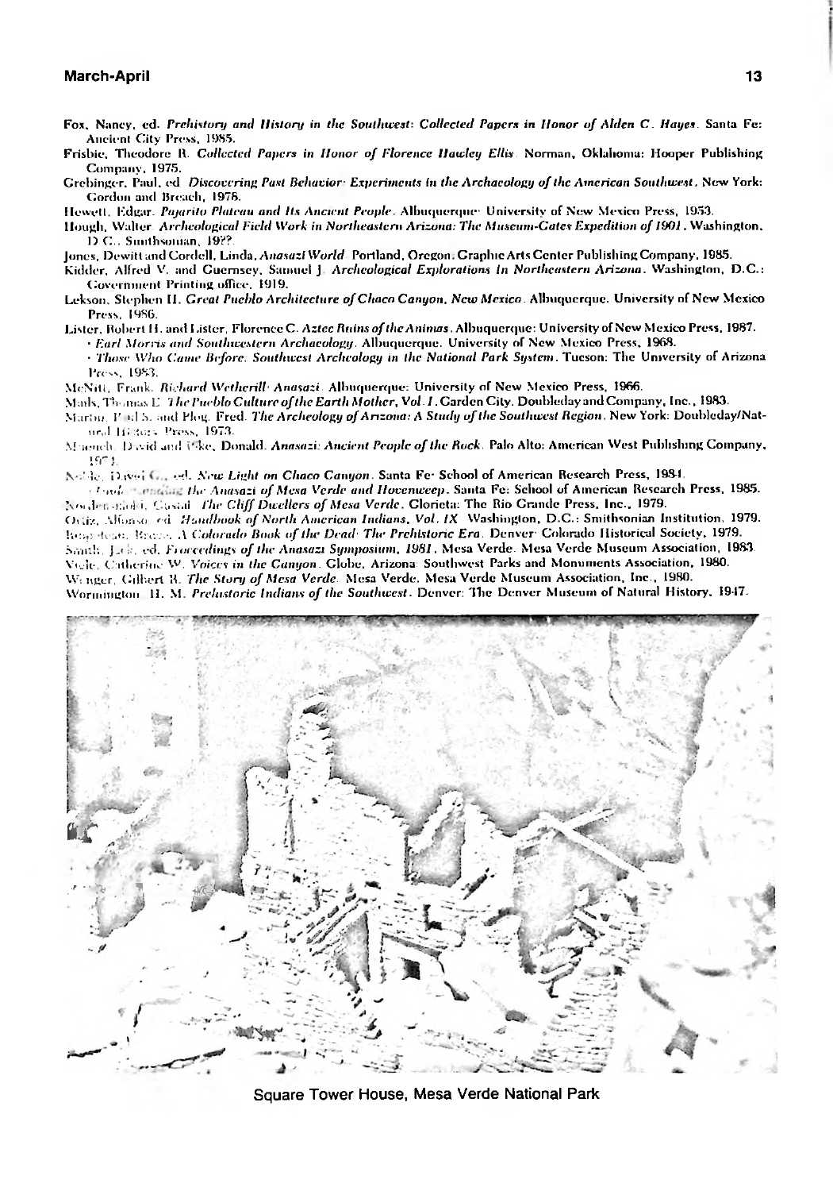Fox, Nancy, ed. *Prehistory and History in the Southwest: Collected Papers in Honor of Alden C. Hayes*. Santa Fe: Ancient City Press, 1985.

Frisbie, Theodore R. *Collected Papers in Honor of Florence Hawley Ellis*. Norman, Oklahoma: Hooper Publishing Company, 1975.

Grebinger, Paul, ed. *Discovering Past Behavior: Experiments in the Archaeology of the American Southwest*. New York: Gordon and Breach, 1976.

Hewett, Edgar. *Pajarito Plateau and Its Ancient People*. Albuquerque: University of New Mexico Press, 1953.

Hough, Walter. *Archeological Field Work in Northeastern Arizona: The Museum-Gates Expedition of 1901*. Washington, D.C.: Smithsonian, 19??.

Jones, Dewitt and Cordell, Linda. *Anasazi World*. Portland, Oregon: Graphic Arts Center Publishing Company, 1985.

Kidder, Alfred V. and Guernsey, Samuel J. *Archeological Explorations In Northeastern Arizona*. Washington, D.C.: Government Printing office, 1919.

Lekson, Stephen H. *Great Pueblo Architecture of Chaco Canyon, New Mexico*. Albuquerque. University of New Mexico Press, 1986.

Lister, Robert H. and Lister, Florence C. *Aztec Ruins of the Animas*. Albuquerque: University of New Mexico Press, 1987.

- *Earl Morris and Southwestern Archaeology*. Albuquerque. University of New Mexico Press, 1968.
- *Those Who Came Before. Southwest Archeology in the National Park System*. Tucson: The University of Arizona Press, 1983.

McNitt, Frank. *Richard Wetherill: Anasazi*. Albuquerque: University of New Mexico Press, 1966.

Mails, Thomas E. *The Pueblo Culture of the Earth Mother, Vol. I*. Garden City. Doubleday and Company, Inc., 1983.

Martin, Paul S. and Plog, Fred. *The Archeology of Arizona: A Study of the Southwest Region*. New York: Doubleday/Natural History Press, 1973.

Muench, David and Pike, Donald. *Anasazi: Ancient People of the Rock*. Palo Alto: American West Publishing Company, 197?.

Noble, David G., ed. *New Light on Chaco Canyon*. Santa Fe: School of American Research Press, 1984.

- *Understanding the Anasazi of Mesa Verde and Hovenweep*. Santa Fe: School of American Research Press, 1985.

Nordenskiold, Gustaf. *The Cliff Dwellers of Mesa Verde*. Glorieta: The Rio Grande Press, Inc., 1979.

Ortiz, Alfonso, ed. *Handbook of North American Indians, Vol. IX*. Washington, D.C.: Smithsonian Institution, 1979.

Rohn, Arthur. A *Colorado Book of the Dead: The Prehistoric Era*. Denver: Colorado Historical Society, 1979.

Smith, Jack, ed. *Proceedings of the Anasazi Symposium, 1981*. Mesa Verde. Mesa Verde Museum Association, 1983.

Viele, Catherine W. *Voices in the Canyon*. Globe, Arizona: Southwest Parks and Monuments Association, 1980.

Wenger, Gilbert R. *The Story of Mesa Verde*. Mesa Verde. Mesa Verde Museum Association, Inc., 1980.

Wormington, H. M. *Prehistoric Indians of the Southwest*. Denver: The Denver Museum of Natural History, 1947.

Square Tower House, Mesa Verde National Park